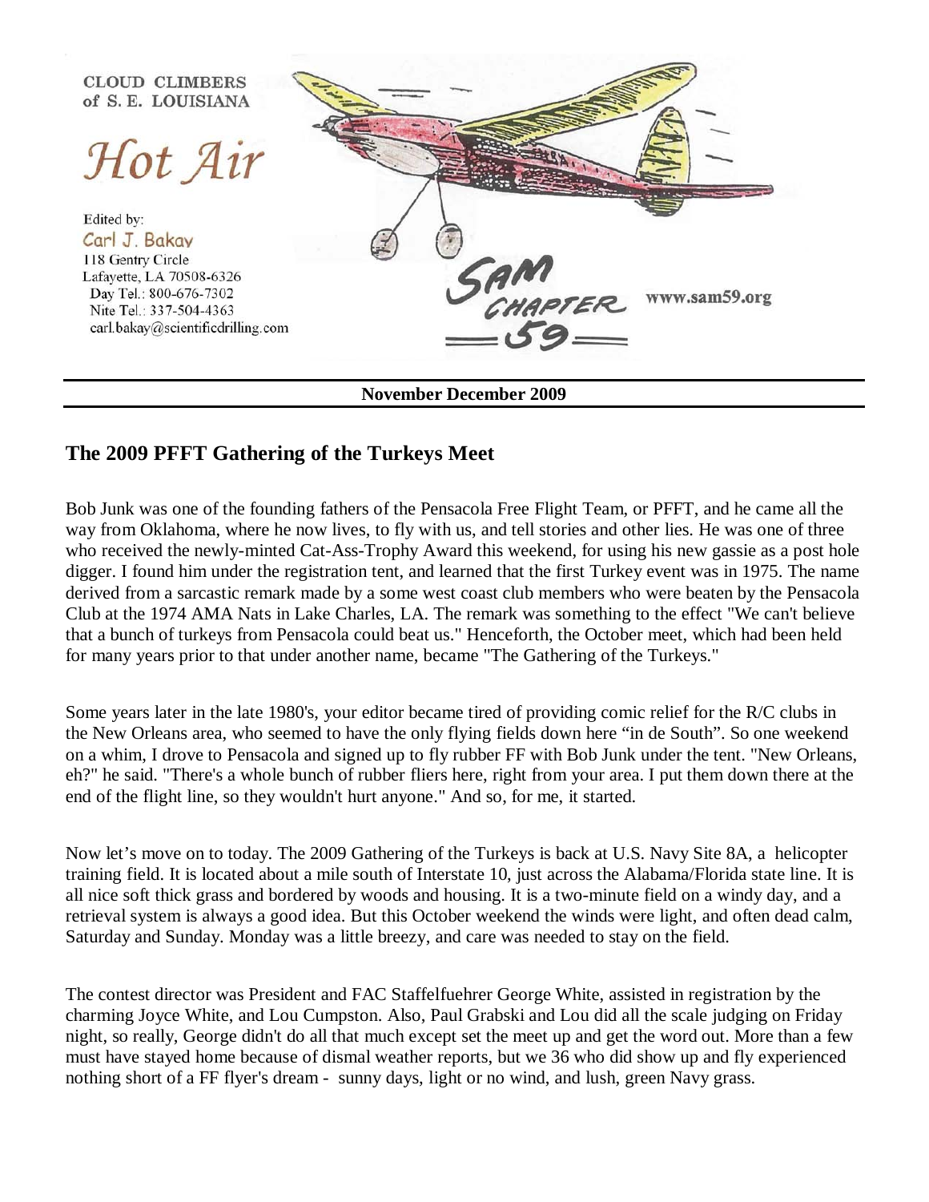CLOUD CLIMBERS
of S. E. LOUISIANA

# Hot Air

Edited by:
Carl J. Bakay
118 Gentry Circle
Lafayette, LA 70508-6326
Day Tel.: 800-676-7302
Nite Tel.: 337-504-4363
carl.bakay@scientificdrilling.com

SAM CHAPTER 59

www.sam59.org

**November December 2009**

## The 2009 PFFT Gathering of the Turkeys Meet

Bob Junk was one of the founding fathers of the Pensacola Free Flight Team, or PFFT, and he came all the way from Oklahoma, where he now lives, to fly with us, and tell stories and other lies. He was one of three who received the newly-minted Cat-Ass-Trophy Award this weekend, for using his new gassie as a post hole digger. I found him under the registration tent, and learned that the first Turkey event was in 1975. The name derived from a sarcastic remark made by a some west coast club members who were beaten by the Pensacola Club at the 1974 AMA Nats in Lake Charles, LA. The remark was something to the effect "We can't believe that a bunch of turkeys from Pensacola could beat us." Henceforth, the October meet, which had been held for many years prior to that under another name, became "The Gathering of the Turkeys."

Some years later in the late 1980's, your editor became tired of providing comic relief for the R/C clubs in the New Orleans area, who seemed to have the only flying fields down here "in de South". So one weekend on a whim, I drove to Pensacola and signed up to fly rubber FF with Bob Junk under the tent. "New Orleans, eh?" he said. "There's a whole bunch of rubber fliers here, right from your area. I put them down there at the end of the flight line, so they wouldn't hurt anyone." And so, for me, it started.

Now let's move on to today. The 2009 Gathering of the Turkeys is back at U.S. Navy Site 8A, a helicopter training field. It is located about a mile south of Interstate 10, just across the Alabama/Florida state line. It is all nice soft thick grass and bordered by woods and housing. It is a two-minute field on a windy day, and a retrieval system is always a good idea. But this October weekend the winds were light, and often dead calm, Saturday and Sunday. Monday was a little breezy, and care was needed to stay on the field.

The contest director was President and FAC Staffelfuehrer George White, assisted in registration by the charming Joyce White, and Lou Cumpston. Also, Paul Grabski and Lou did all the scale judging on Friday night, so really, George didn't do all that much except set the meet up and get the word out. More than a few must have stayed home because of dismal weather reports, but we 36 who did show up and fly experienced nothing short of a FF flyer's dream - sunny days, light or no wind, and lush, green Navy grass.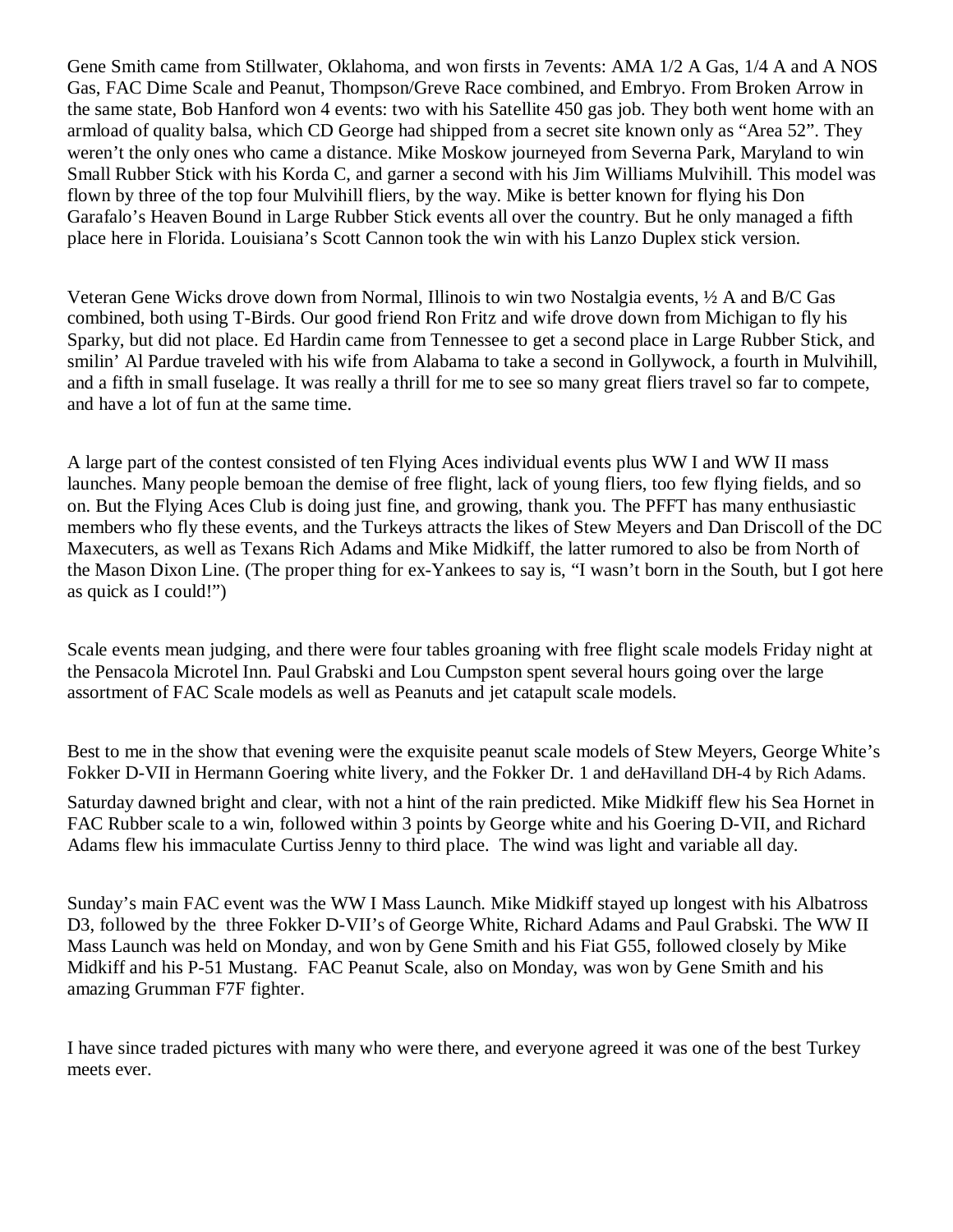Gene Smith came from Stillwater, Oklahoma, and won firsts in 7events: AMA 1/2 A Gas, 1/4 A and A NOS Gas, FAC Dime Scale and Peanut, Thompson/Greve Race combined, and Embryo. From Broken Arrow in the same state, Bob Hanford won 4 events: two with his Satellite 450 gas job. They both went home with an armload of quality balsa, which CD George had shipped from a secret site known only as "Area 52". They weren't the only ones who came a distance. Mike Moskow journeyed from Severna Park, Maryland to win Small Rubber Stick with his Korda C, and garner a second with his Jim Williams Mulvihill. This model was flown by three of the top four Mulvihill fliers, by the way. Mike is better known for flying his Don Garafalo's Heaven Bound in Large Rubber Stick events all over the country. But he only managed a fifth place here in Florida. Louisiana's Scott Cannon took the win with his Lanzo Duplex stick version.

Veteran Gene Wicks drove down from Normal, Illinois to win two Nostalgia events, ½ A and B/C Gas combined, both using T-Birds. Our good friend Ron Fritz and wife drove down from Michigan to fly his Sparky, but did not place. Ed Hardin came from Tennessee to get a second place in Large Rubber Stick, and smilin' Al Pardue traveled with his wife from Alabama to take a second in Gollywock, a fourth in Mulvihill, and a fifth in small fuselage. It was really a thrill for me to see so many great fliers travel so far to compete, and have a lot of fun at the same time.

A large part of the contest consisted of ten Flying Aces individual events plus WW I and WW II mass launches. Many people bemoan the demise of free flight, lack of young fliers, too few flying fields, and so on. But the Flying Aces Club is doing just fine, and growing, thank you. The PFFT has many enthusiastic members who fly these events, and the Turkeys attracts the likes of Stew Meyers and Dan Driscoll of the DC Maxecuters, as well as Texans Rich Adams and Mike Midkiff, the latter rumored to also be from North of the Mason Dixon Line. (The proper thing for ex-Yankees to say is, "I wasn't born in the South, but I got here as quick as I could!")

Scale events mean judging, and there were four tables groaning with free flight scale models Friday night at the Pensacola Microtel Inn. Paul Grabski and Lou Cumpston spent several hours going over the large assortment of FAC Scale models as well as Peanuts and jet catapult scale models.

Best to me in the show that evening were the exquisite peanut scale models of Stew Meyers, George White's Fokker D-VII in Hermann Goering white livery, and the Fokker Dr. 1 and deHavilland DH-4 by Rich Adams.

Saturday dawned bright and clear, with not a hint of the rain predicted. Mike Midkiff flew his Sea Hornet in FAC Rubber scale to a win, followed within 3 points by George white and his Goering D-VII, and Richard Adams flew his immaculate Curtiss Jenny to third place. The wind was light and variable all day.

Sunday's main FAC event was the WW I Mass Launch. Mike Midkiff stayed up longest with his Albatross D3, followed by the three Fokker D-VII's of George White, Richard Adams and Paul Grabski. The WW II Mass Launch was held on Monday, and won by Gene Smith and his Fiat G55, followed closely by Mike Midkiff and his P-51 Mustang. FAC Peanut Scale, also on Monday, was won by Gene Smith and his amazing Grumman F7F fighter.

I have since traded pictures with many who were there, and everyone agreed it was one of the best Turkey meets ever.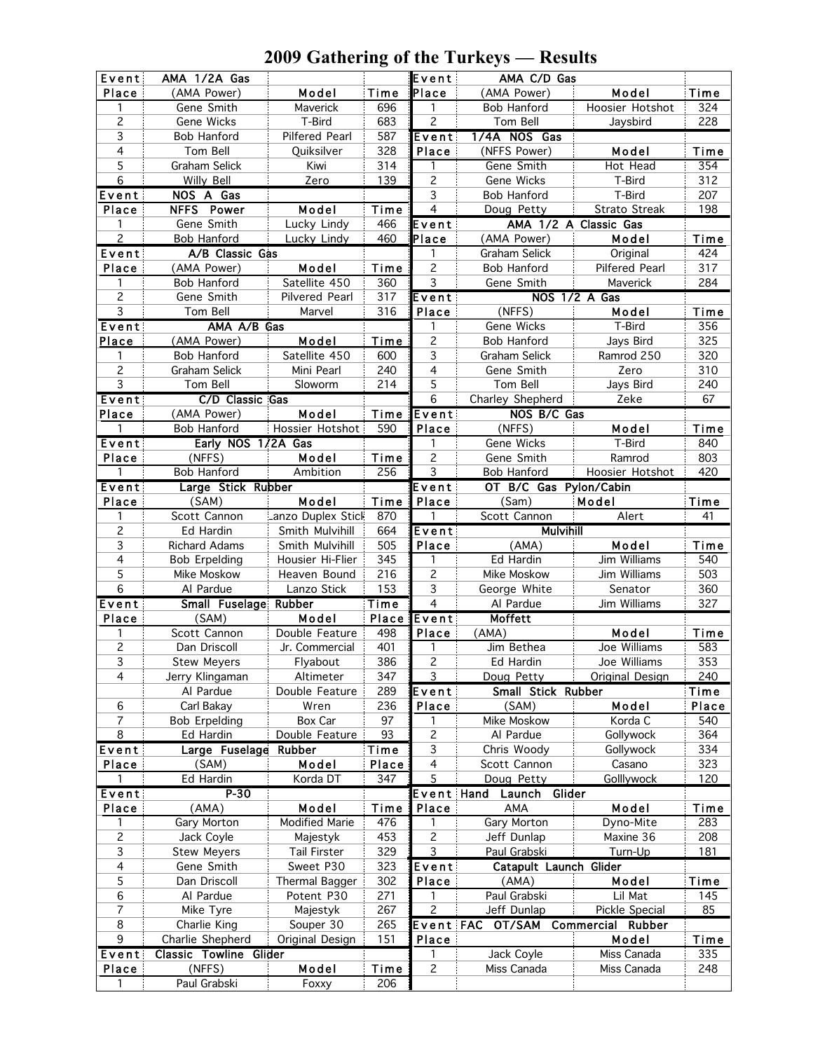# 2009 Gathering of the Turkeys — Results

| Event | AMA 1/2A Gas | | |
|---|---|---|---|
| Place | (AMA Power) | Model | Time |
| 1 | Gene Smith | Maverick | 696 |
| 2 | Gene Wicks | T-Bird | 683 |
| 3 | Bob Hanford | Pilfered Pearl | 587 |
| 4 | Tom Bell | Quiksilver | 328 |
| 5 | Graham Selick | Kiwi | 314 |
| 6 | Willy Bell | Zero | 139 |
| Event | NOS A Gas | | |
| Place | NFFS Power | Model | Time |
| 1 | Gene Smith | Lucky Lindy | 466 |
| 2 | Bob Hanford | Lucky Lindy | 460 |
| Event | A/B Classic Gas | | |
| Place | (AMA Power) | Model | Time |
| 1 | Bob Hanford | Satellite 450 | 360 |
| 2 | Gene Smith | Pilvered Pearl | 317 |
| 3 | Tom Bell | Marvel | 316 |
| Event | AMA A/B Gas | | |
| Place | (AMA Power) | Model | Time |
| 1 | Bob Hanford | Satellite 450 | 600 |
| 2 | Graham Selick | Mini Pearl | 240 |
| 3 | Tom Bell | Sloworm | 214 |
| Event | C/D Classic Gas | | |
| Place | (AMA Power) | Model | Time |
| 1 | Bob Hanford | Hossier Hotshot | 590 |
| Event | Early NOS 1/2A Gas | | |
| Place | (NFFS) | Model | Time |
| 1 | Bob Hanford | Ambition | 256 |
| Event | Large Stick Rubber | | |
| Place | (SAM) | Model | Time |
| 1 | Scott Cannon | Lanzo Duplex Stick | 870 |
| 2 | Ed Hardin | Smith Mulvihill | 664 |
| 3 | Richard Adams | Smith Mulvihill | 505 |
| 4 | Bob Erpelding | Housier Hi-Flier | 345 |
| 5 | Mike Moskow | Heaven Bound | 216 |
| 6 | Al Pardue | Lanzo Stick | 153 |
| Event | Small Fuselage Rubber | | Time |
| Place | (SAM) | Model | Place |
| 1 | Scott Cannon | Double Feature | 498 |
| 2 | Dan Driscoll | Jr. Commercial | 401 |
| 3 | Stew Meyers | Flyabout | 386 |
| 4 | Jerry Klingaman | Altimeter | 347 |
| | Al Pardue | Double Feature | 289 |
| 6 | Carl Bakay | Wren | 236 |
| 7 | Bob Erpelding | Box Car | 97 |
| 8 | Ed Hardin | Double Feature | 93 |
| Event | Large Fuselage Rubber | | Time |
| Place | (SAM) | Model | Place |
| 1 | Ed Hardin | Korda DT | 347 |
| Event | P-30 | | |
| Place | (AMA) | Model | Time |
| 1 | Gary Morton | Modified Marie | 476 |
| 2 | Jack Coyle | Majestyk | 453 |
| 3 | Stew Meyers | Tail Firster | 329 |
| 4 | Gene Smith | Sweet P30 | 323 |
| 5 | Dan Driscoll | Thermal Bagger | 302 |
| 6 | Al Pardue | Potent P30 | 271 |
| 7 | Mike Tyre | Majestyk | 267 |
| 8 | Charlie King | Souper 30 | 265 |
| 9 | Charlie Shepherd | Original Design | 151 |
| Event | Classic Towline Glider | | |
| Place | (NFFS) | Model | Time |
| 1 | Paul Grabski | Foxxy | 206 |

| Event | AMA C/D Gas | | |
|---|---|---|---|
| Place | (AMA Power) | Model | Time |
| 1 | Bob Hanford | Hoosier Hotshot | 324 |
| 2 | Tom Bell | Jaysbird | 228 |
| Event | 1/4A NOS Gas | | |
| Place | (NFFS Power) | Model | Time |
| 1 | Gene Smith | Hot Head | 354 |
| 2 | Gene Wicks | T-Bird | 312 |
| 3 | Bob Hanford | T-Bird | 207 |
| 4 | Doug Petty | Strato Streak | 198 |
| Event | AMA 1/2 A Classic Gas | | |
| Place | (AMA Power) | Model | Time |
| 1 | Graham Selick | Original | 424 |
| 2 | Bob Hanford | Pilfered Pearl | 317 |
| 3 | Gene Smith | Maverick | 284 |
| Event | NOS 1/2 A Gas | | |
| Place | (NFFS) | Model | Time |
| 1 | Gene Wicks | T-Bird | 356 |
| 2 | Bob Hanford | Jays Bird | 325 |
| 3 | Graham Selick | Ramrod 250 | 320 |
| 4 | Gene Smith | Zero | 310 |
| 5 | Tom Bell | Jays Bird | 240 |
| 6 | Charley Shepherd | Zeke | 67 |
| Event | NOS B/C Gas | | |
| Place | (NFFS) | Model | Time |
| 1 | Gene Wicks | T-Bird | 840 |
| 2 | Gene Smith | Ramrod | 803 |
| 3 | Bob Hanford | Hoosier Hotshot | 420 |
| Event | OT B/C Gas Pylon/Cabin | | |
| Place | (Sam) | Model | Time |
| 1 | Scott Cannon | Alert | 41 |
| Event | Mulvihill | | |
| Place | (AMA) | Model | Time |
| 1 | Ed Hardin | Jim Williams | 540 |
| 2 | Mike Moskow | Jim Williams | 503 |
| 3 | George White | Senator | 360 |
| 4 | Al Pardue | Jim Williams | 327 |
| Event | Moffett | | |
| Place | (AMA) | Model | Time |
| 1 | Jim Bethea | Joe Williams | 583 |
| 2 | Ed Hardin | Joe Williams | 353 |
| 3 | Doug Petty | Original Design | 240 |
| Event | Small Stick Rubber | | Time |
| Place | (SAM) | Model | Place |
| 1 | Mike Moskow | Korda C | 540 |
| 2 | Al Pardue | Gollywock | 364 |
| 3 | Chris Woody | Gollywock | 334 |
| 4 | Scott Cannon | Casano | 323 |
| 5 | Doug Petty | Golllywock | 120 |
| Event | Hand Launch Glider | | |
| Place | AMA | Model | Time |
| 1 | Gary Morton | Dyno-Mite | 283 |
| 2 | Jeff Dunlap | Maxine 36 | 208 |
| 3 | Paul Grabski | Turn-Up | 181 |
| Event | Catapult Launch Glider | | |
| Place | (AMA) | Model | Time |
| 1 | Paul Grabski | Lil Mat | 145 |
| 2 | Jeff Dunlap | Pickle Special | 85 |
| Event | FAC OT/SAM Commercial Rubber | | |
| Place | | Model | Time |
| 1 | Jack Coyle | Miss Canada | 335 |
| 2 | Miss Canada | Miss Canada | 248 |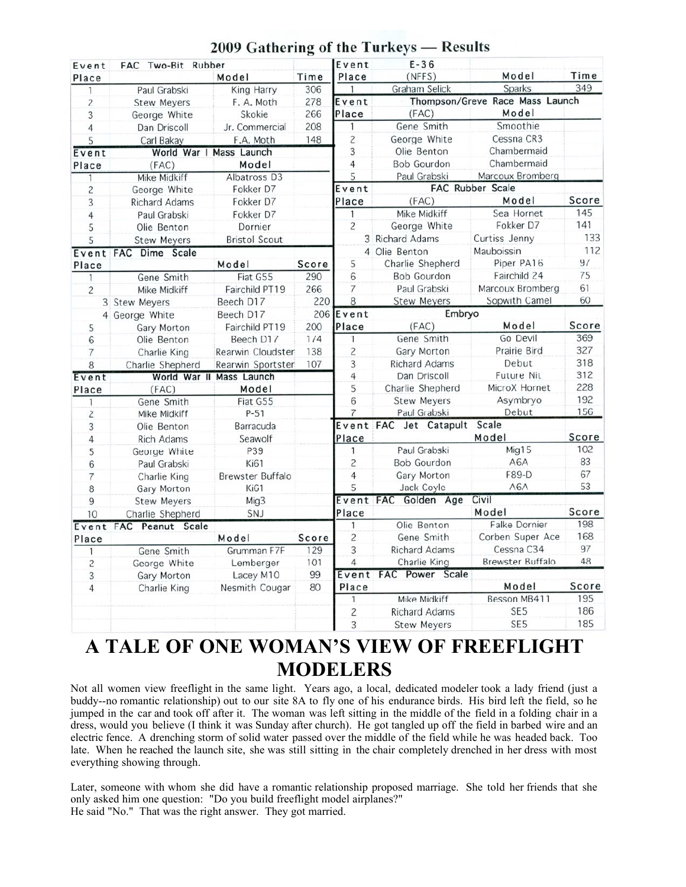## 2009 Gathering of the Turkeys — Results

**Event: FAC Two-Bit Rubber**

| Place | | Model | Time |
|---|---|---|---|
| 1 | Paul Grabski | King Harry | 306 |
| 2 | Stew Meyers | F. A. Moth | 278 |
| 3 | George White | Skokie | 266 |
| 4 | Dan Driscoll | Jr. Commercial | 208 |
| 5 | Carl Bakay | F.A. Moth | 148 |

**Event: World War I Mass Launch**

| Place | (FAC) | Model |
|---|---|---|
| 1 | Mike Midkiff | Albatross D3 |
| 2 | George White | Fokker D7 |
| 3 | Richard Adams | Fokker D7 |
| 4 | Paul Grabski | Fokker D7 |
| 5 | Olie Benton | Dornier |
| 5 | Stew Meyers | Bristol Scout |

**Event: FAC Dime Scale**

| Place | | Model | Score |
|---|---|---|---|
| 1 | Gene Smith | Fiat G55 | 290 |
| 2 | Mike Midkiff | Fairchild PT19 | 266 |
| 3 | Stew Meyers | Beech D17 | 220 |
| 4 | George White | Beech D17 | 206 |
| 5 | Gary Morton | Fairchild PT19 | 200 |
| 6 | Olie Benton | Beech D17 | 174 |
| 7 | Charlie King | Rearwin Cloudster | 138 |
| 8 | Charlie Shepherd | Rearwin Sportster | 107 |

**Event: World War II Mass Launch**

| Place | (FAC) | Model |
|---|---|---|
| 1 | Gene Smith | Fiat G55 |
| 2 | Mike Midkiff | P-51 |
| 3 | Olie Benton | Barracuda |
| 4 | Rich Adams | Seawolf |
| 5 | George White | P39 |
| 6 | Paul Grabski | Ki61 |
| 7 | Charlie King | Brewster Buffalo |
| 8 | Gary Morton | KiG1 |
| 9 | Stew Meyers | Mig3 |
| 10 | Charlie Shepherd | SNJ |

**Event: FAC Peanut Scale**

| Place | | Model | Score |
|---|---|---|---|
| 1 | Gene Smith | Grumman F7F | 129 |
| 2 | George White | Lemberger | 101 |
| 3 | Gary Morton | Lacey M10 | 99 |
| 4 | Charlie King | Nesmith Cougar | 80 |

**Event: E-36**

| Place | (NFFS) | Model | Time |
|---|---|---|---|
| 1 | Graham Selick | Sparks | 349 |

**Event: Thompson/Greve Race Mass Launch**

| Place | (FAC) | Model |
|---|---|---|
| 1 | Gene Smith | Smoothie |
| 2 | George White | Cessna CR3 |
| 3 | Olie Benton | Chambermaid |
| 4 | Bob Gourdon | Chambermaid |
| 5 | Paul Grabski | Marcoux Bromberg |

**Event: FAC Rubber Scale**

| Place | (FAC) | Model | Score |
|---|---|---|---|
| 1 | Mike Midkiff | Sea Hornet | 145 |
| 2 | George White | Fokker D7 | 141 |
| 3 | Richard Adams | Curtiss Jenny | 133 |
| 4 | Olie Benton | Mauboissin | 112 |
| 5 | Charlie Shepherd | Piper PA16 | 97 |
| 6 | Bob Gourdon | Fairchild 24 | 75 |
| 7 | Paul Grabski | Marcoux Bromberg | 61 |
| 8 | Stew Meyers | Sopwith Camel | 60 |

**Event: Embryo**

| Place | (FAC) | Model | Score |
|---|---|---|---|
| 1 | Gene Smith | Go Devil | 369 |
| 2 | Gary Morton | Prairie Bird | 327 |
| 3 | Richard Adams | Debut | 318 |
| 4 | Dan Driscoll | Future Nit | 312 |
| 5 | Charlie Shepherd | MicroX Hornet | 228 |
| 6 | Stew Meyers | Asymbryo | 192 |
| 7 | Paul Grabski | Debut | 156 |

**Event: FAC Jet Catapult Scale**

| Place | | Model | Score |
|---|---|---|---|
| 1 | Paul Grabski | Mig15 | 102 |
| 2 | Bob Gourdon | A6A | 83 |
| 4 | Gary Morton | F89-D | 67 |
| 5 | Jack Coyle | A6A | 53 |

**Event: FAC Golden Age Civil**

| Place | | Model | Score |
|---|---|---|---|
| 1 | Olie Benton | Falke Dornier | 198 |
| 2 | Gene Smith | Corben Super Ace | 168 |
| 3 | Richard Adams | Cessna C34 | 97 |
| 4 | Charlie King | Brewster Buffalo | 48 |

**Event: FAC Power Scale**

| Place | | Model | Score |
|---|---|---|---|
| 1 | Mike Midkiff | Besson MB411 | 195 |
| 2 | Richard Adams | SE5 | 186 |
| 3 | Stew Meyers | SE5 | 185 |

# A TALE OF ONE WOMAN'S VIEW OF FREEFLIGHT MODELERS

Not all women view freeflight in the same light. Years ago, a local, dedicated modeler took a lady friend (just a buddy--no romantic relationship) out to our site 8A to fly one of his endurance birds. His bird left the field, so he jumped in the car and took off after it. The woman was left sitting in the middle of the field in a folding chair in a dress, would you believe (I think it was Sunday after church). He got tangled up off the field in barbed wire and an electric fence. A drenching storm of solid water passed over the middle of the field while he was headed back. Too late. When he reached the launch site, she was still sitting in the chair completely drenched in her dress with most everything showing through.

Later, someone with whom she did have a romantic relationship proposed marriage. She told her friends that she only asked him one question: "Do you build freeflight model airplanes?"
He said "No." That was the right answer. They got married.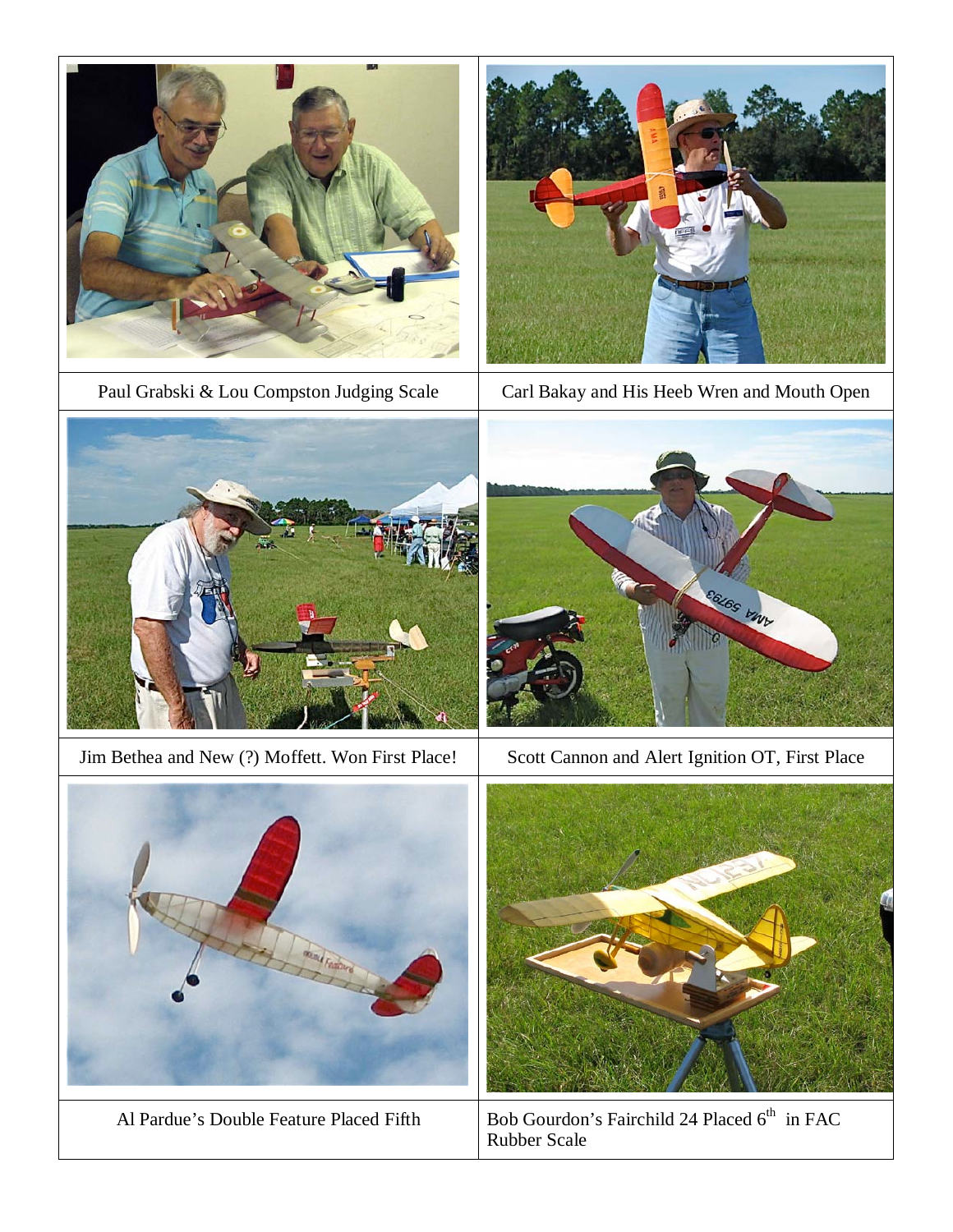Paul Grabski & Lou Compston Judging Scale

Carl Bakay and His Heeb Wren and Mouth Open

Jim Bethea and New (?) Moffett. Won First Place!

Scott Cannon and Alert Ignition OT, First Place

Al Pardue's Double Feature Placed Fifth

Bob Gourdon's Fairchild 24 Placed 6th in FAC Rubber Scale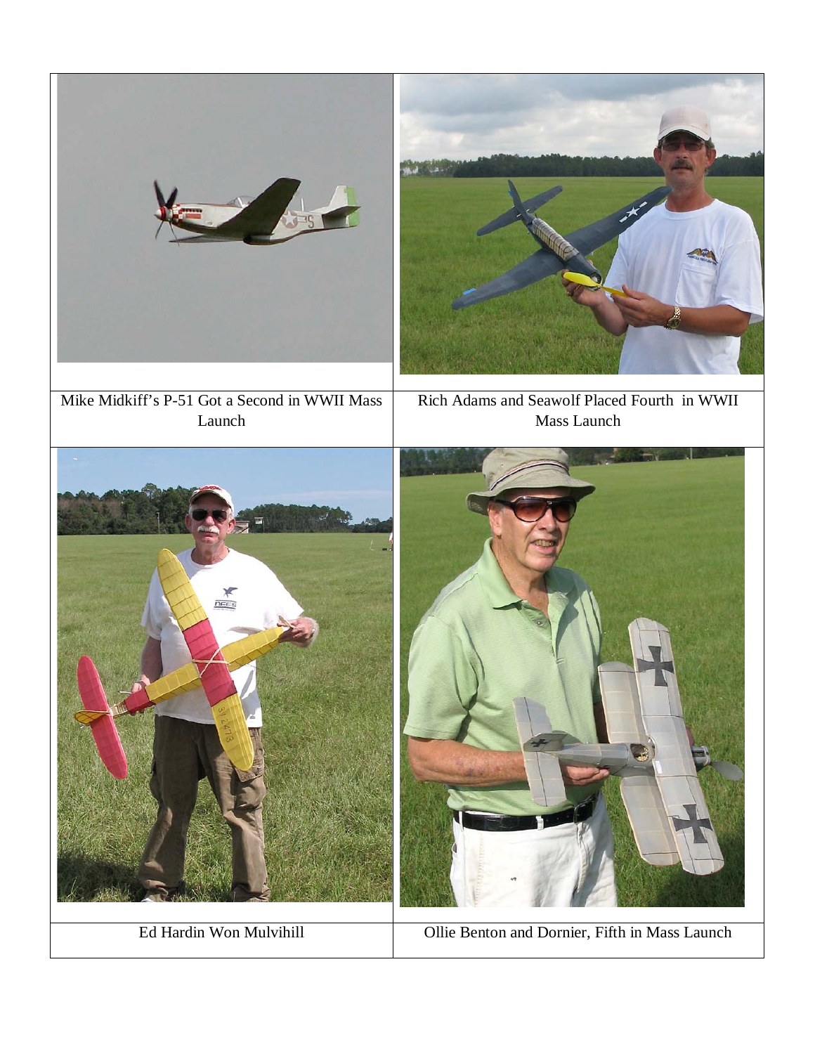| | |
|---|---|
| Mike Midkiff's P-51 Got a Second in WWII Mass Launch | Rich Adams and Seawolf Placed Fourth in WWII Mass Launch |
| Ed Hardin Won Mulvihill | Ollie Benton and Dornier, Fifth in Mass Launch |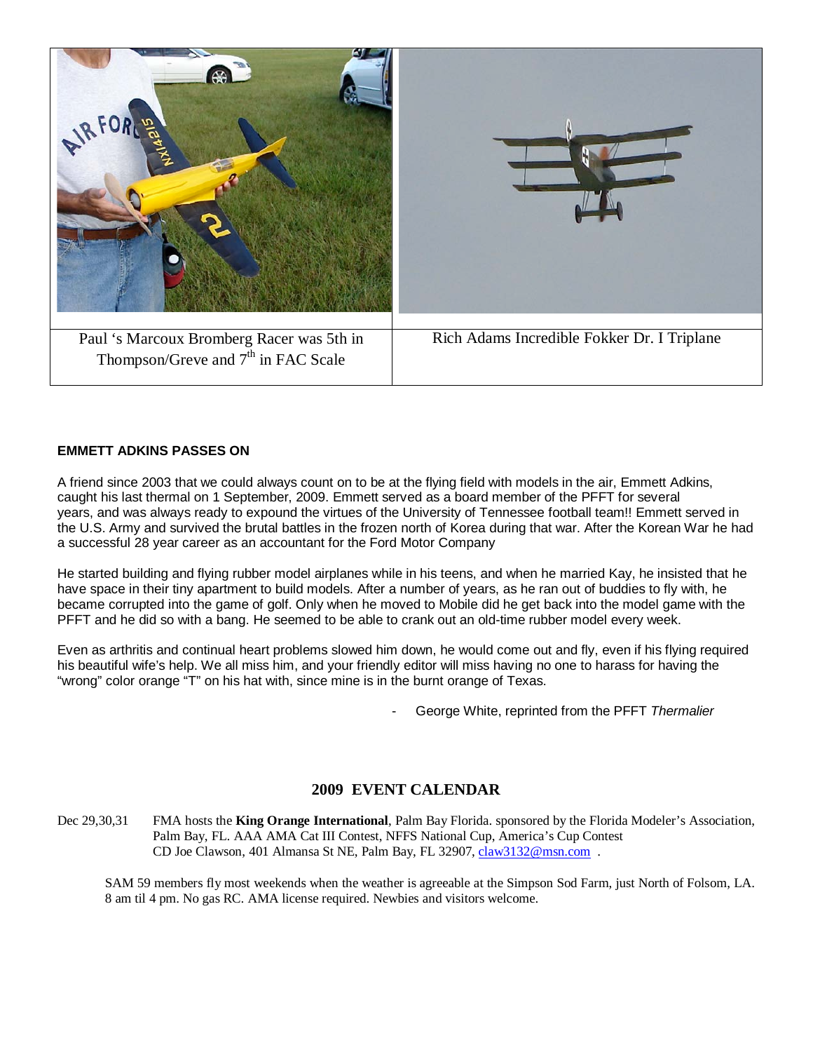| Paul 's Marcoux Bromberg Racer was 5th in Thompson/Greve and 7th in FAC Scale | Rich Adams Incredible Fokker Dr. I Triplane |
|---|---|

**EMMETT ADKINS PASSES ON**

A friend since 2003 that we could always count on to be at the flying field with models in the air, Emmett Adkins, caught his last thermal on 1 September, 2009. Emmett served as a board member of the PFFT for several years, and was always ready to expound the virtues of the University of Tennessee football team!! Emmett served in the U.S. Army and survived the brutal battles in the frozen north of Korea during that war. After the Korean War he had a successful 28 year career as an accountant for the Ford Motor Company

He started building and flying rubber model airplanes while in his teens, and when he married Kay, he insisted that he have space in their tiny apartment to build models. After a number of years, as he ran out of buddies to fly with, he became corrupted into the game of golf. Only when he moved to Mobile did he get back into the model game with the PFFT and he did so with a bang. He seemed to be able to crank out an old-time rubber model every week.

Even as arthritis and continual heart problems slowed him down, he would come out and fly, even if his flying required his beautiful wife's help. We all miss him, and your friendly editor will miss having no one to harass for having the "wrong" color orange "T" on his hat with, since mine is in the burnt orange of Texas.

- George White, reprinted from the PFFT *Thermalier*

## 2009 EVENT CALENDAR

Dec 29,30,31 — FMA hosts the **King Orange International**, Palm Bay Florida. sponsored by the Florida Modeler's Association, Palm Bay, FL. AAA AMA Cat III Contest, NFFS National Cup, America's Cup Contest
CD Joe Clawson, 401 Almansa St NE, Palm Bay, FL 32907, claw3132@msn.com .

SAM 59 members fly most weekends when the weather is agreeable at the Simpson Sod Farm, just North of Folsom, LA. 8 am til 4 pm. No gas RC. AMA license required. Newbies and visitors welcome.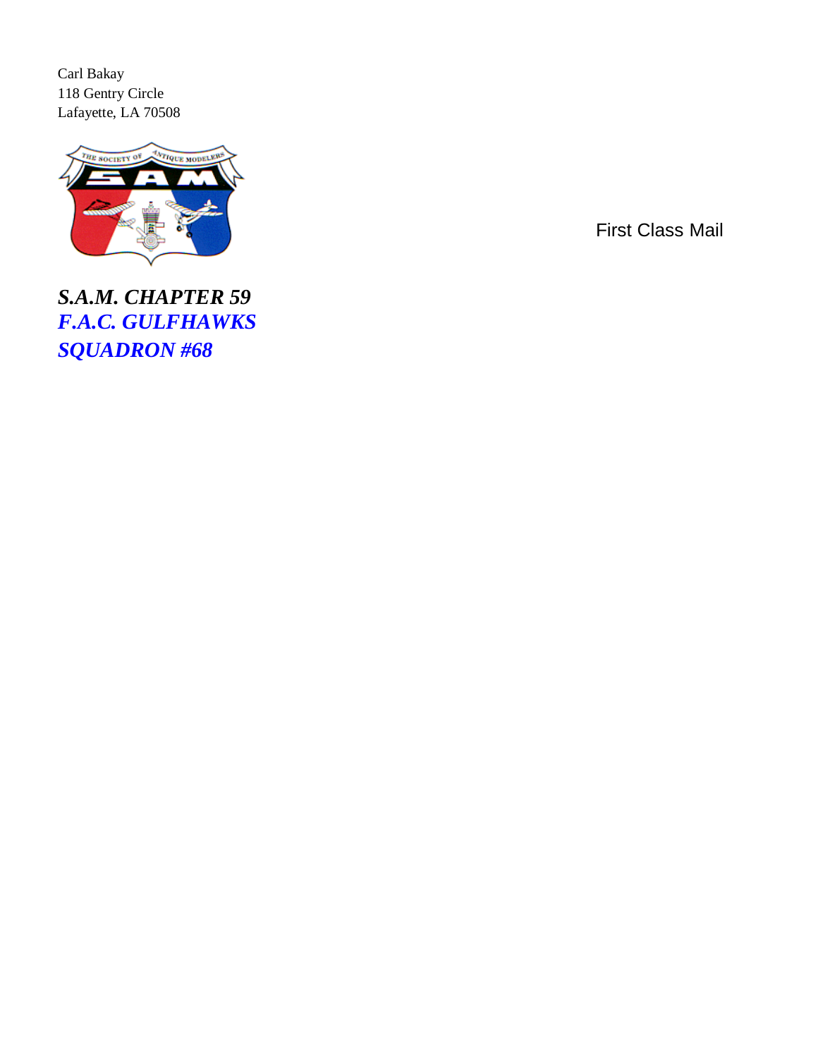Carl Bakay
118 Gentry Circle
Lafayette, LA 70508

First Class Mail

***S.A.M. CHAPTER 59***
***F.A.C. GULFHAWKS***
***SQUADRON #68***